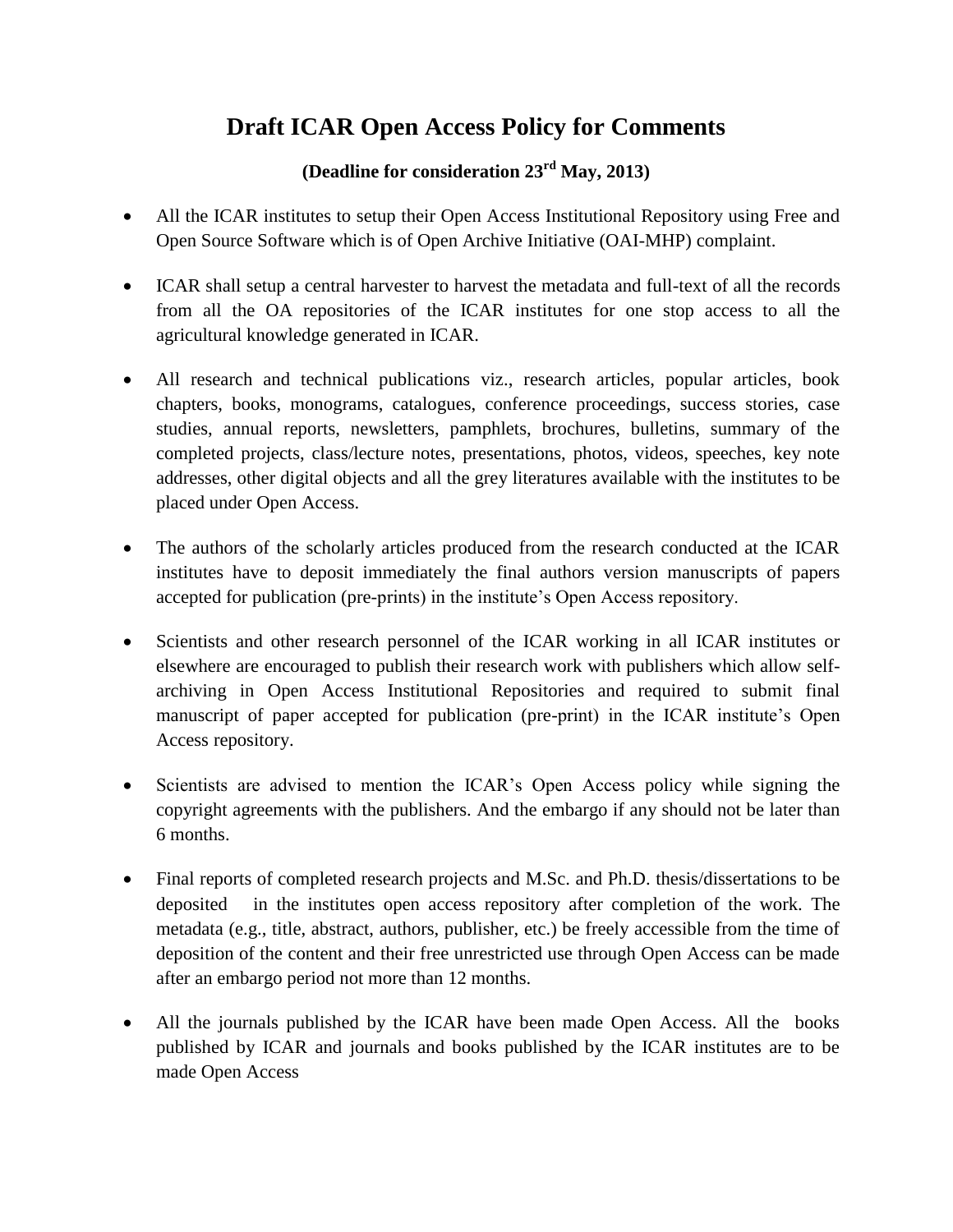# Draft ICAR Open Access Policy for Comments

### (Deadline for consideration 23rd May, 2013)

- All the ICAR institutes to setup their Open Access Institutional Repository using Free and Open Source Software which is of Open Archive Initiative (OAI-MHP) complaint.

- ICAR shall setup a central harvester to harvest the metadata and full-text of all the records from all the OA repositories of the ICAR institutes for one stop access to all the agricultural knowledge generated in ICAR.

- All research and technical publications viz., research articles, popular articles, book chapters, books, monograms, catalogues, conference proceedings, success stories, case studies, annual reports, newsletters, pamphlets, brochures, bulletins, summary of the completed projects, class/lecture notes, presentations, photos, videos, speeches, key note addresses, other digital objects and all the grey literatures available with the institutes to be placed under Open Access.

- The authors of the scholarly articles produced from the research conducted at the ICAR institutes have to deposit immediately the final authors version manuscripts of papers accepted for publication (pre-prints) in the institute's Open Access repository.

- Scientists and other research personnel of the ICAR working in all ICAR institutes or elsewhere are encouraged to publish their research work with publishers which allow self-archiving in Open Access Institutional Repositories and required to submit final manuscript of paper accepted for publication (pre-print) in the ICAR institute's Open Access repository.

- Scientists are advised to mention the ICAR's Open Access policy while signing the copyright agreements with the publishers. And the embargo if any should not be later than 6 months.

- Final reports of completed research projects and M.Sc. and Ph.D. thesis/dissertations to be deposited in the institutes open access repository after completion of the work. The metadata (e.g., title, abstract, authors, publisher, etc.) be freely accessible from the time of deposition of the content and their free unrestricted use through Open Access can be made after an embargo period not more than 12 months.

- All the journals published by the ICAR have been made Open Access. All the books published by ICAR and journals and books published by the ICAR institutes are to be made Open Access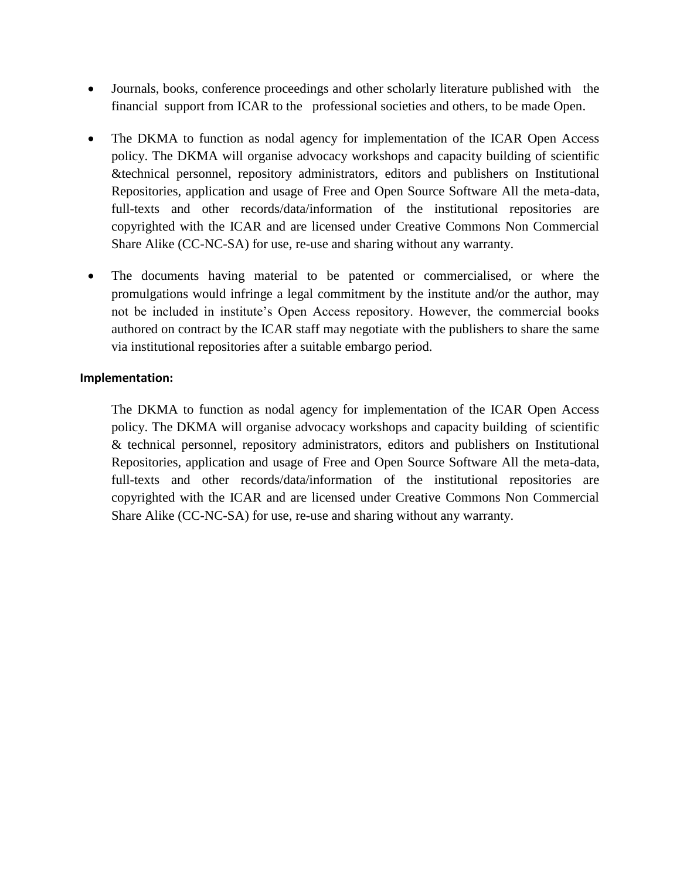- Journals, books, conference proceedings and other scholarly literature published with the financial support from ICAR to the professional societies and others, to be made Open.

- The DKMA to function as nodal agency for implementation of the ICAR Open Access policy. The DKMA will organise advocacy workshops and capacity building of scientific &technical personnel, repository administrators, editors and publishers on Institutional Repositories, application and usage of Free and Open Source Software All the meta-data, full-texts and other records/data/information of the institutional repositories are copyrighted with the ICAR and are licensed under Creative Commons Non Commercial Share Alike (CC-NC-SA) for use, re-use and sharing without any warranty.

- The documents having material to be patented or commercialised, or where the promulgations would infringe a legal commitment by the institute and/or the author, may not be included in institute's Open Access repository. However, the commercial books authored on contract by the ICAR staff may negotiate with the publishers to share the same via institutional repositories after a suitable embargo period.

**Implementation:**

The DKMA to function as nodal agency for implementation of the ICAR Open Access policy. The DKMA will organise advocacy workshops and capacity building of scientific & technical personnel, repository administrators, editors and publishers on Institutional Repositories, application and usage of Free and Open Source Software All the meta-data, full-texts and other records/data/information of the institutional repositories are copyrighted with the ICAR and are licensed under Creative Commons Non Commercial Share Alike (CC-NC-SA) for use, re-use and sharing without any warranty.